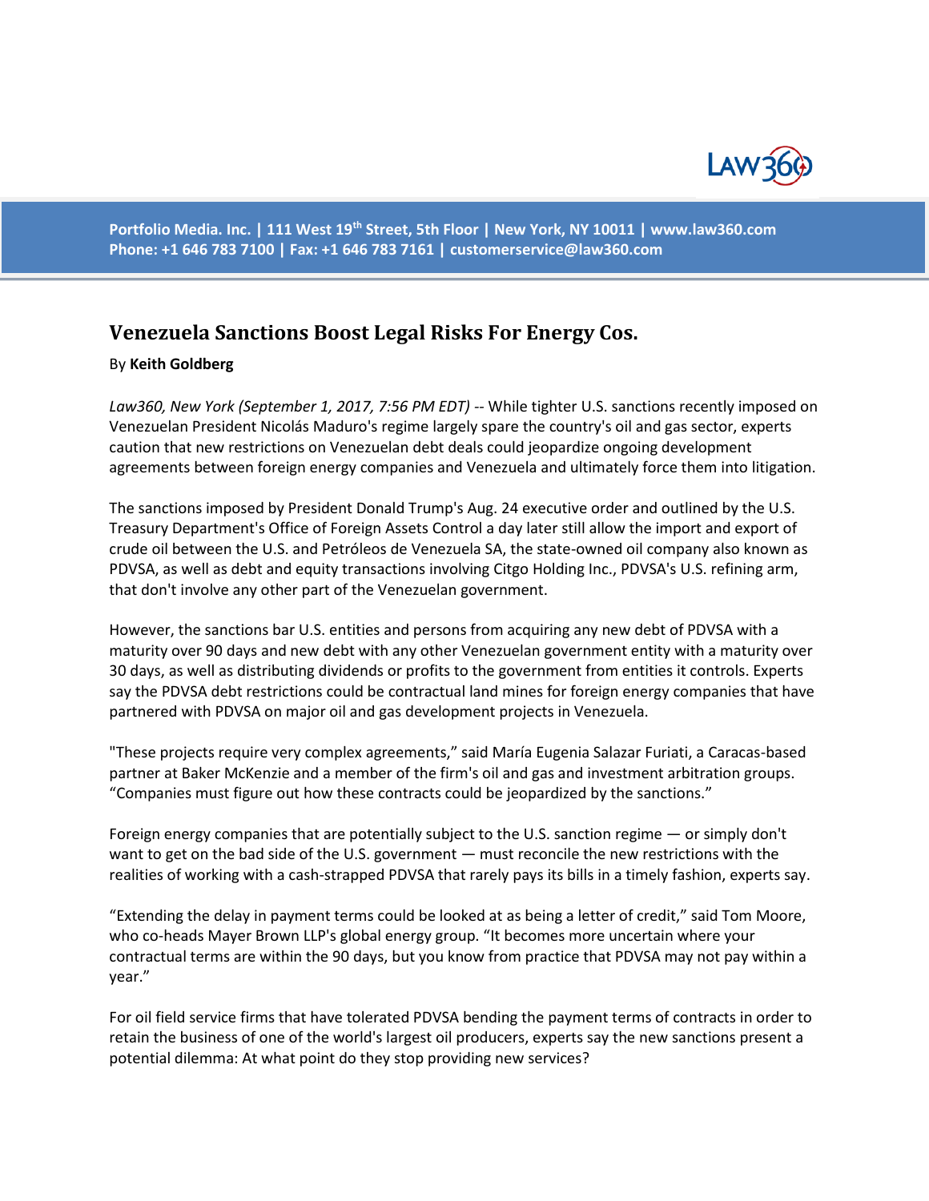Portfolio Media. Inc. | 111 West 19th Street, 5th Floor | New York, NY 10011 | www.law360.com
Phone: +1 646 783 7100 | Fax: +1 646 783 7161 | customerservice@law360.com

# Venezuela Sanctions Boost Legal Risks For Energy Cos.

By **Keith Goldberg**

*Law360, New York (September 1, 2017, 7:56 PM EDT)* -- While tighter U.S. sanctions recently imposed on Venezuelan President Nicolás Maduro's regime largely spare the country's oil and gas sector, experts caution that new restrictions on Venezuelan debt deals could jeopardize ongoing development agreements between foreign energy companies and Venezuela and ultimately force them into litigation.

The sanctions imposed by President Donald Trump's Aug. 24 executive order and outlined by the U.S. Treasury Department's Office of Foreign Assets Control a day later still allow the import and export of crude oil between the U.S. and Petróleos de Venezuela SA, the state-owned oil company also known as PDVSA, as well as debt and equity transactions involving Citgo Holding Inc., PDVSA's U.S. refining arm, that don't involve any other part of the Venezuelan government.

However, the sanctions bar U.S. entities and persons from acquiring any new debt of PDVSA with a maturity over 90 days and new debt with any other Venezuelan government entity with a maturity over 30 days, as well as distributing dividends or profits to the government from entities it controls. Experts say the PDVSA debt restrictions could be contractual land mines for foreign energy companies that have partnered with PDVSA on major oil and gas development projects in Venezuela.

"These projects require very complex agreements," said María Eugenia Salazar Furiati, a Caracas-based partner at Baker McKenzie and a member of the firm's oil and gas and investment arbitration groups. "Companies must figure out how these contracts could be jeopardized by the sanctions."

Foreign energy companies that are potentially subject to the U.S. sanction regime — or simply don't want to get on the bad side of the U.S. government — must reconcile the new restrictions with the realities of working with a cash-strapped PDVSA that rarely pays its bills in a timely fashion, experts say.

"Extending the delay in payment terms could be looked at as being a letter of credit," said Tom Moore, who co-heads Mayer Brown LLP's global energy group. "It becomes more uncertain where your contractual terms are within the 90 days, but you know from practice that PDVSA may not pay within a year."

For oil field service firms that have tolerated PDVSA bending the payment terms of contracts in order to retain the business of one of the world's largest oil producers, experts say the new sanctions present a potential dilemma: At what point do they stop providing new services?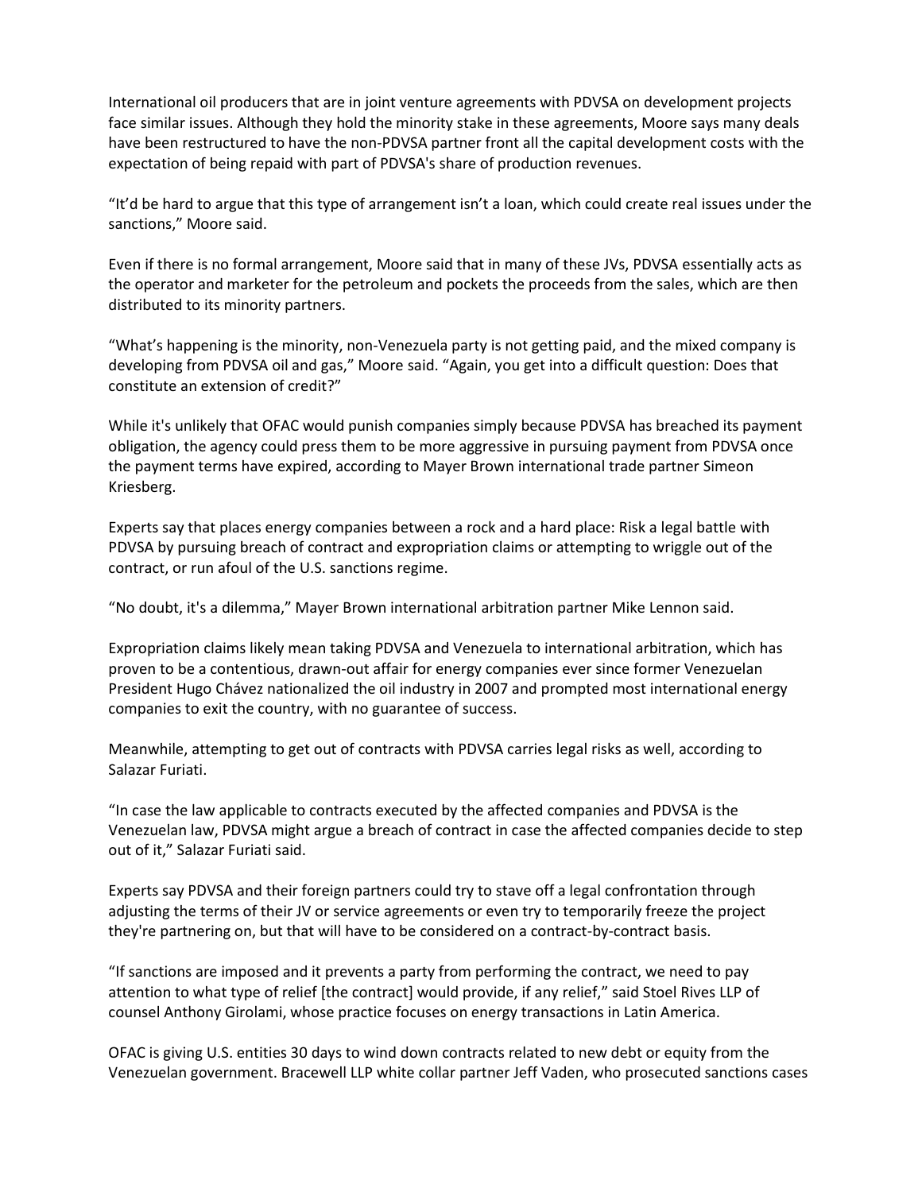International oil producers that are in joint venture agreements with PDVSA on development projects face similar issues. Although they hold the minority stake in these agreements, Moore says many deals have been restructured to have the non-PDVSA partner front all the capital development costs with the expectation of being repaid with part of PDVSA's share of production revenues.

"It'd be hard to argue that this type of arrangement isn't a loan, which could create real issues under the sanctions," Moore said.

Even if there is no formal arrangement, Moore said that in many of these JVs, PDVSA essentially acts as the operator and marketer for the petroleum and pockets the proceeds from the sales, which are then distributed to its minority partners.

"What's happening is the minority, non-Venezuela party is not getting paid, and the mixed company is developing from PDVSA oil and gas," Moore said. "Again, you get into a difficult question: Does that constitute an extension of credit?"

While it's unlikely that OFAC would punish companies simply because PDVSA has breached its payment obligation, the agency could press them to be more aggressive in pursuing payment from PDVSA once the payment terms have expired, according to Mayer Brown international trade partner Simeon Kriesberg.

Experts say that places energy companies between a rock and a hard place: Risk a legal battle with PDVSA by pursuing breach of contract and expropriation claims or attempting to wriggle out of the contract, or run afoul of the U.S. sanctions regime.

"No doubt, it's a dilemma," Mayer Brown international arbitration partner Mike Lennon said.

Expropriation claims likely mean taking PDVSA and Venezuela to international arbitration, which has proven to be a contentious, drawn-out affair for energy companies ever since former Venezuelan President Hugo Chávez nationalized the oil industry in 2007 and prompted most international energy companies to exit the country, with no guarantee of success.

Meanwhile, attempting to get out of contracts with PDVSA carries legal risks as well, according to Salazar Furiati.

"In case the law applicable to contracts executed by the affected companies and PDVSA is the Venezuelan law, PDVSA might argue a breach of contract in case the affected companies decide to step out of it," Salazar Furiati said.

Experts say PDVSA and their foreign partners could try to stave off a legal confrontation through adjusting the terms of their JV or service agreements or even try to temporarily freeze the project they're partnering on, but that will have to be considered on a contract-by-contract basis.

"If sanctions are imposed and it prevents a party from performing the contract, we need to pay attention to what type of relief [the contract] would provide, if any relief," said Stoel Rives LLP of counsel Anthony Girolami, whose practice focuses on energy transactions in Latin America.

OFAC is giving U.S. entities 30 days to wind down contracts related to new debt or equity from the Venezuelan government. Bracewell LLP white collar partner Jeff Vaden, who prosecuted sanctions cases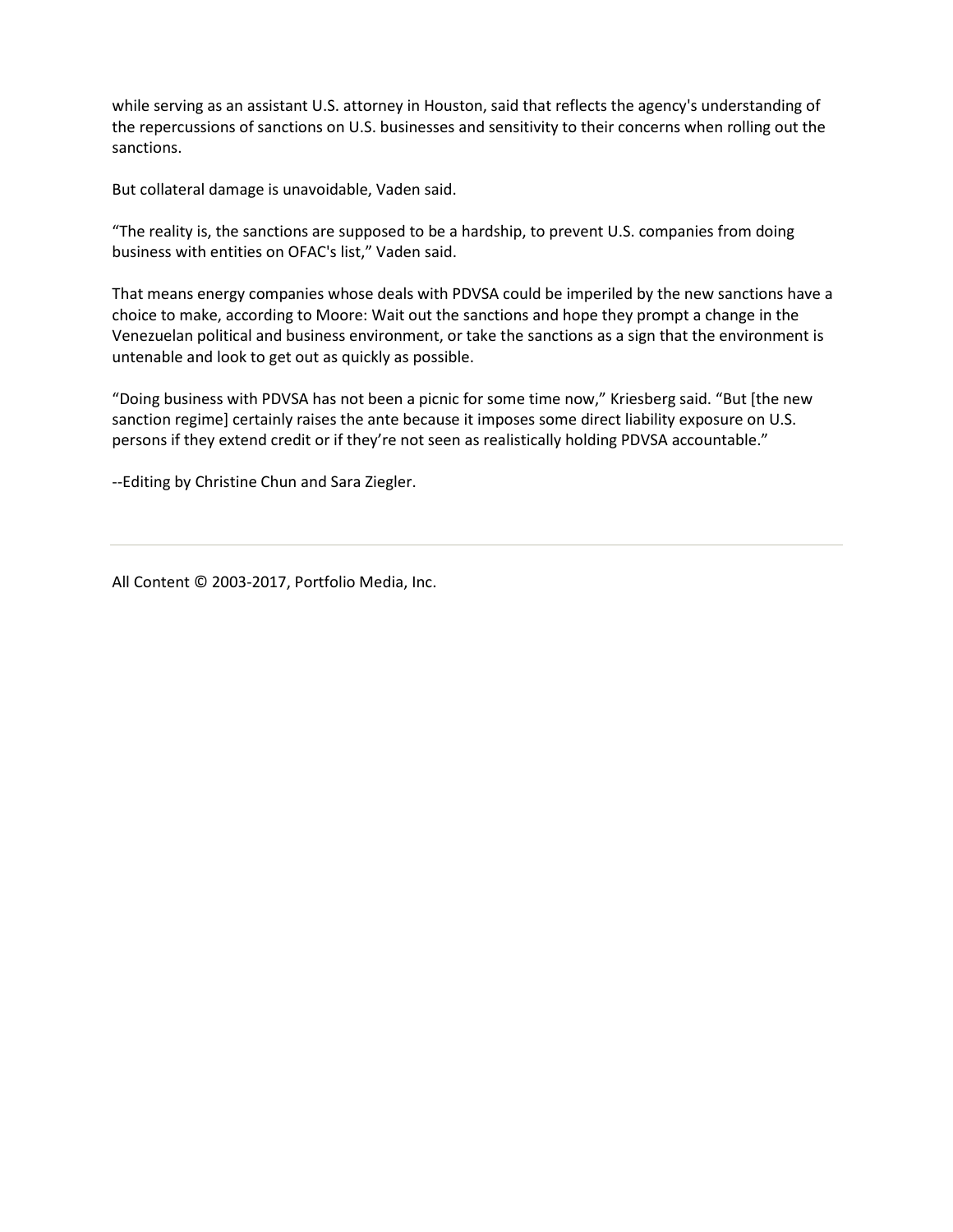while serving as an assistant U.S. attorney in Houston, said that reflects the agency's understanding of the repercussions of sanctions on U.S. businesses and sensitivity to their concerns when rolling out the sanctions.

But collateral damage is unavoidable, Vaden said.

"The reality is, the sanctions are supposed to be a hardship, to prevent U.S. companies from doing business with entities on OFAC's list," Vaden said.

That means energy companies whose deals with PDVSA could be imperiled by the new sanctions have a choice to make, according to Moore: Wait out the sanctions and hope they prompt a change in the Venezuelan political and business environment, or take the sanctions as a sign that the environment is untenable and look to get out as quickly as possible.

"Doing business with PDVSA has not been a picnic for some time now," Kriesberg said. "But [the new sanction regime] certainly raises the ante because it imposes some direct liability exposure on U.S. persons if they extend credit or if they're not seen as realistically holding PDVSA accountable."

--Editing by Christine Chun and Sara Ziegler.

---

All Content © 2003-2017, Portfolio Media, Inc.